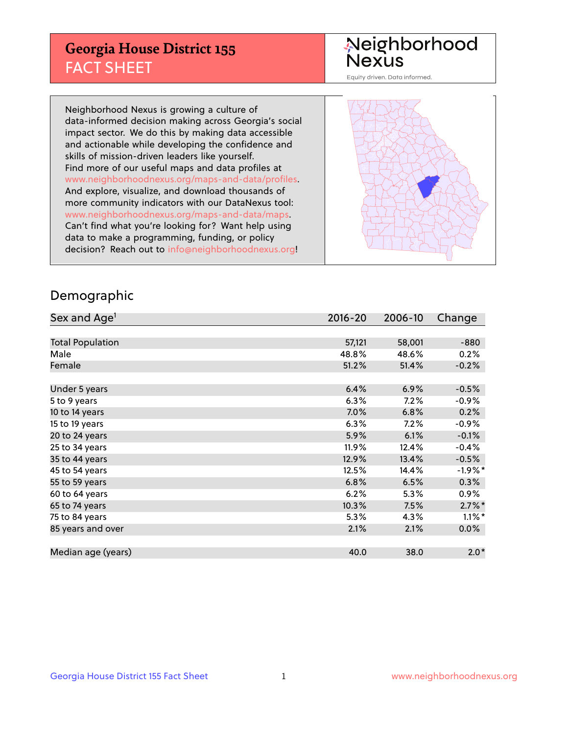# Georgia House District 155
## FACT SHEET

Neighborhood Nexus

Equity driven. Data informed.

Neighborhood Nexus is growing a culture of data-informed decision making across Georgia's social impact sector. We do this by making data accessible and actionable while developing the confidence and skills of mission-driven leaders like yourself. Find more of our useful maps and data profiles at www.neighborhoodnexus.org/maps-and-data/profiles. And explore, visualize, and download thousands of more community indicators with our DataNexus tool: www.neighborhoodnexus.org/maps-and-data/maps. Can't find what you're looking for? Want help using data to make a programming, funding, or policy decision? Reach out to info@neighborhoodnexus.org!

## Demographic

| Sex and Age[1] | 2016-20 | 2006-10 | Change |
|---|---|---|---|
| Total Population | 57,121 | 58,001 | -880 |
| Male | 48.8% | 48.6% | 0.2% |
| Female | 51.2% | 51.4% | -0.2% |
| | | | |
| Under 5 years | 6.4% | 6.9% | -0.5% |
| 5 to 9 years | 6.3% | 7.2% | -0.9% |
| 10 to 14 years | 7.0% | 6.8% | 0.2% |
| 15 to 19 years | 6.3% | 7.2% | -0.9% |
| 20 to 24 years | 5.9% | 6.1% | -0.1% |
| 25 to 34 years | 11.9% | 12.4% | -0.4% |
| 35 to 44 years | 12.9% | 13.4% | -0.5% |
| 45 to 54 years | 12.5% | 14.4% | -1.9%* |
| 55 to 59 years | 6.8% | 6.5% | 0.3% |
| 60 to 64 years | 6.2% | 5.3% | 0.9% |
| 65 to 74 years | 10.3% | 7.5% | 2.7%* |
| 75 to 84 years | 5.3% | 4.3% | 1.1%* |
| 85 years and over | 2.1% | 2.1% | 0.0% |
| | | | |
| Median age (years) | 40.0 | 38.0 | 2.0* |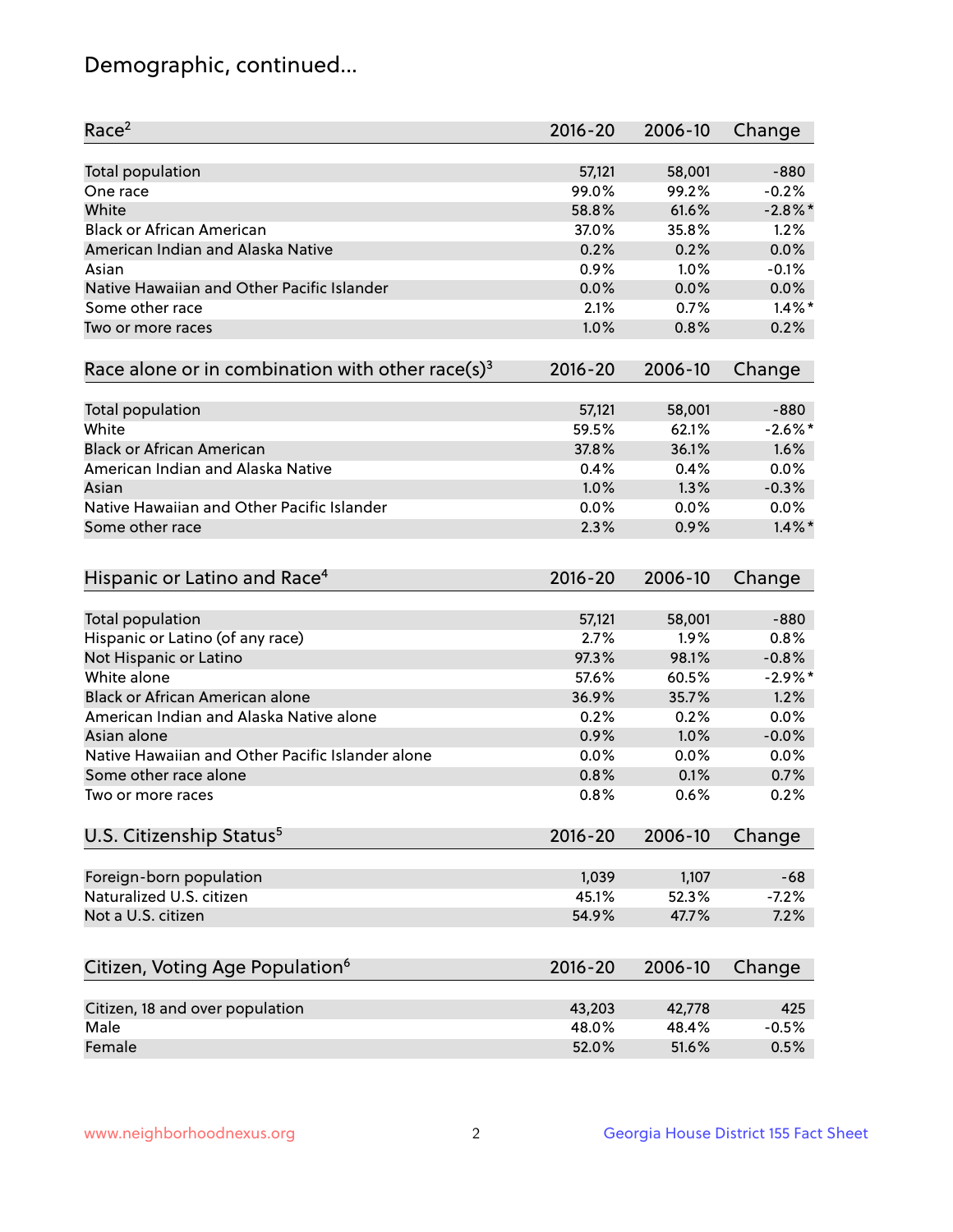# Demographic, continued...

| Race[2] | 2016-20 | 2006-10 | Change |
|---|---|---|---|
| Total population | 57,121 | 58,001 | -880 |
| One race | 99.0% | 99.2% | -0.2% |
| White | 58.8% | 61.6% | -2.8%* |
| Black or African American | 37.0% | 35.8% | 1.2% |
| American Indian and Alaska Native | 0.2% | 0.2% | 0.0% |
| Asian | 0.9% | 1.0% | -0.1% |
| Native Hawaiian and Other Pacific Islander | 0.0% | 0.0% | 0.0% |
| Some other race | 2.1% | 0.7% | 1.4%* |
| Two or more races | 1.0% | 0.8% | 0.2% |

| Race alone or in combination with other race(s)[3] | 2016-20 | 2006-10 | Change |
|---|---|---|---|
| Total population | 57,121 | 58,001 | -880 |
| White | 59.5% | 62.1% | -2.6%* |
| Black or African American | 37.8% | 36.1% | 1.6% |
| American Indian and Alaska Native | 0.4% | 0.4% | 0.0% |
| Asian | 1.0% | 1.3% | -0.3% |
| Native Hawaiian and Other Pacific Islander | 0.0% | 0.0% | 0.0% |
| Some other race | 2.3% | 0.9% | 1.4%* |

| Hispanic or Latino and Race[4] | 2016-20 | 2006-10 | Change |
|---|---|---|---|
| Total population | 57,121 | 58,001 | -880 |
| Hispanic or Latino (of any race) | 2.7% | 1.9% | 0.8% |
| Not Hispanic or Latino | 97.3% | 98.1% | -0.8% |
| White alone | 57.6% | 60.5% | -2.9%* |
| Black or African American alone | 36.9% | 35.7% | 1.2% |
| American Indian and Alaska Native alone | 0.2% | 0.2% | 0.0% |
| Asian alone | 0.9% | 1.0% | -0.0% |
| Native Hawaiian and Other Pacific Islander alone | 0.0% | 0.0% | 0.0% |
| Some other race alone | 0.8% | 0.1% | 0.7% |
| Two or more races | 0.8% | 0.6% | 0.2% |

| U.S. Citizenship Status[5] | 2016-20 | 2006-10 | Change |
|---|---|---|---|
| Foreign-born population | 1,039 | 1,107 | -68 |
| Naturalized U.S. citizen | 45.1% | 52.3% | -7.2% |
| Not a U.S. citizen | 54.9% | 47.7% | 7.2% |

| Citizen, Voting Age Population[6] | 2016-20 | 2006-10 | Change |
|---|---|---|---|
| Citizen, 18 and over population | 43,203 | 42,778 | 425 |
| Male | 48.0% | 48.4% | -0.5% |
| Female | 52.0% | 51.6% | 0.5% |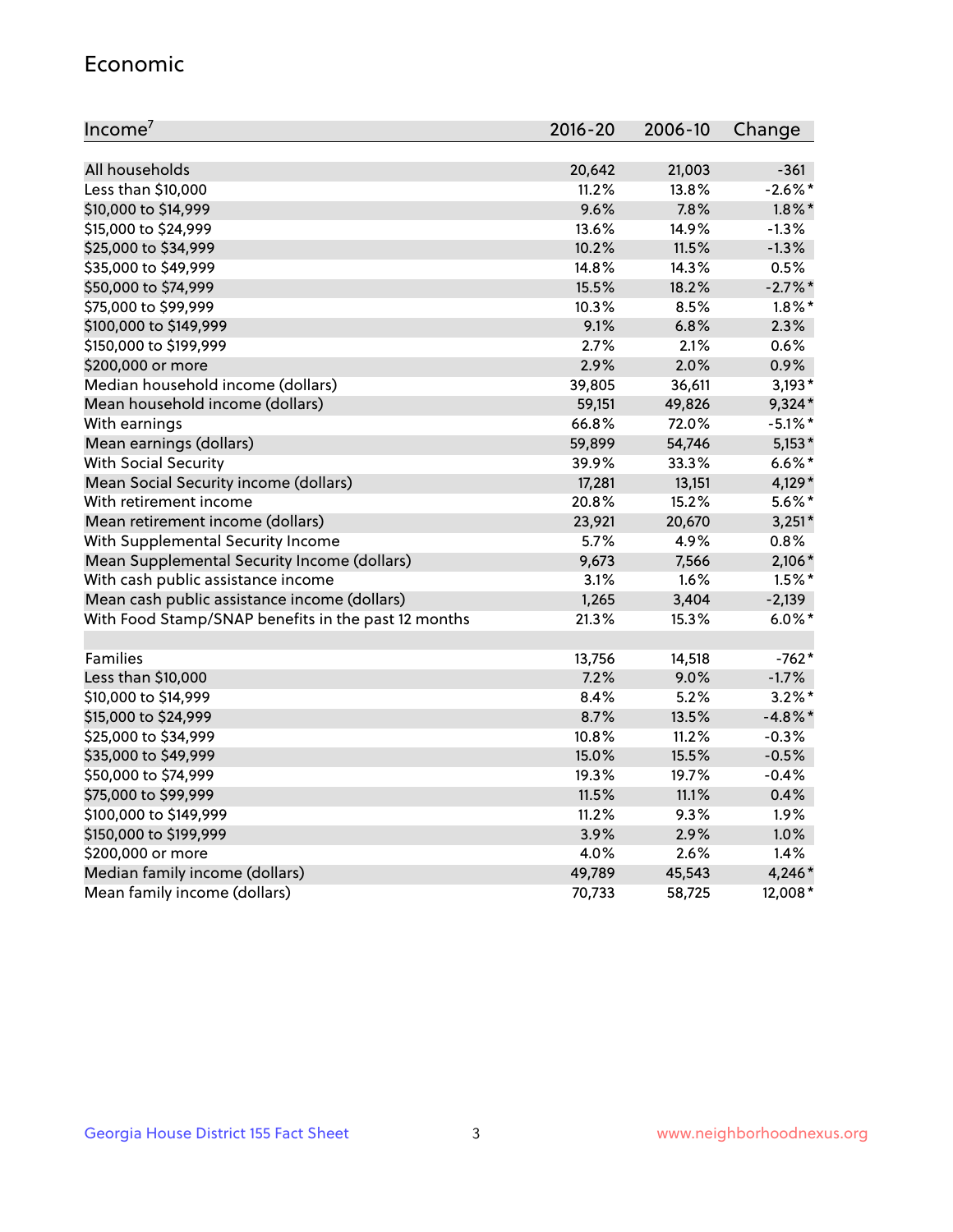## Economic

| Income[7] | 2016-20 | 2006-10 | Change |
|---|---|---|---|
| All households | 20,642 | 21,003 | -361 |
| Less than $10,000 | 11.2% | 13.8% | -2.6%* |
| $10,000 to $14,999 | 9.6% | 7.8% | 1.8%* |
| $15,000 to $24,999 | 13.6% | 14.9% | -1.3% |
| $25,000 to $34,999 | 10.2% | 11.5% | -1.3% |
| $35,000 to $49,999 | 14.8% | 14.3% | 0.5% |
| $50,000 to $74,999 | 15.5% | 18.2% | -2.7%* |
| $75,000 to $99,999 | 10.3% | 8.5% | 1.8%* |
| $100,000 to $149,999 | 9.1% | 6.8% | 2.3% |
| $150,000 to $199,999 | 2.7% | 2.1% | 0.6% |
| $200,000 or more | 2.9% | 2.0% | 0.9% |
| Median household income (dollars) | 39,805 | 36,611 | 3,193* |
| Mean household income (dollars) | 59,151 | 49,826 | 9,324* |
| With earnings | 66.8% | 72.0% | -5.1%* |
| Mean earnings (dollars) | 59,899 | 54,746 | 5,153* |
| With Social Security | 39.9% | 33.3% | 6.6%* |
| Mean Social Security income (dollars) | 17,281 | 13,151 | 4,129* |
| With retirement income | 20.8% | 15.2% | 5.6%* |
| Mean retirement income (dollars) | 23,921 | 20,670 | 3,251* |
| With Supplemental Security Income | 5.7% | 4.9% | 0.8% |
| Mean Supplemental Security Income (dollars) | 9,673 | 7,566 | 2,106* |
| With cash public assistance income | 3.1% | 1.6% | 1.5%* |
| Mean cash public assistance income (dollars) | 1,265 | 3,404 | -2,139 |
| With Food Stamp/SNAP benefits in the past 12 months | 21.3% | 15.3% | 6.0%* |
| | | | |
| Families | 13,756 | 14,518 | -762* |
| Less than $10,000 | 7.2% | 9.0% | -1.7% |
| $10,000 to $14,999 | 8.4% | 5.2% | 3.2%* |
| $15,000 to $24,999 | 8.7% | 13.5% | -4.8%* |
| $25,000 to $34,999 | 10.8% | 11.2% | -0.3% |
| $35,000 to $49,999 | 15.0% | 15.5% | -0.5% |
| $50,000 to $74,999 | 19.3% | 19.7% | -0.4% |
| $75,000 to $99,999 | 11.5% | 11.1% | 0.4% |
| $100,000 to $149,999 | 11.2% | 9.3% | 1.9% |
| $150,000 to $199,999 | 3.9% | 2.9% | 1.0% |
| $200,000 or more | 4.0% | 2.6% | 1.4% |
| Median family income (dollars) | 49,789 | 45,543 | 4,246* |
| Mean family income (dollars) | 70,733 | 58,725 | 12,008* |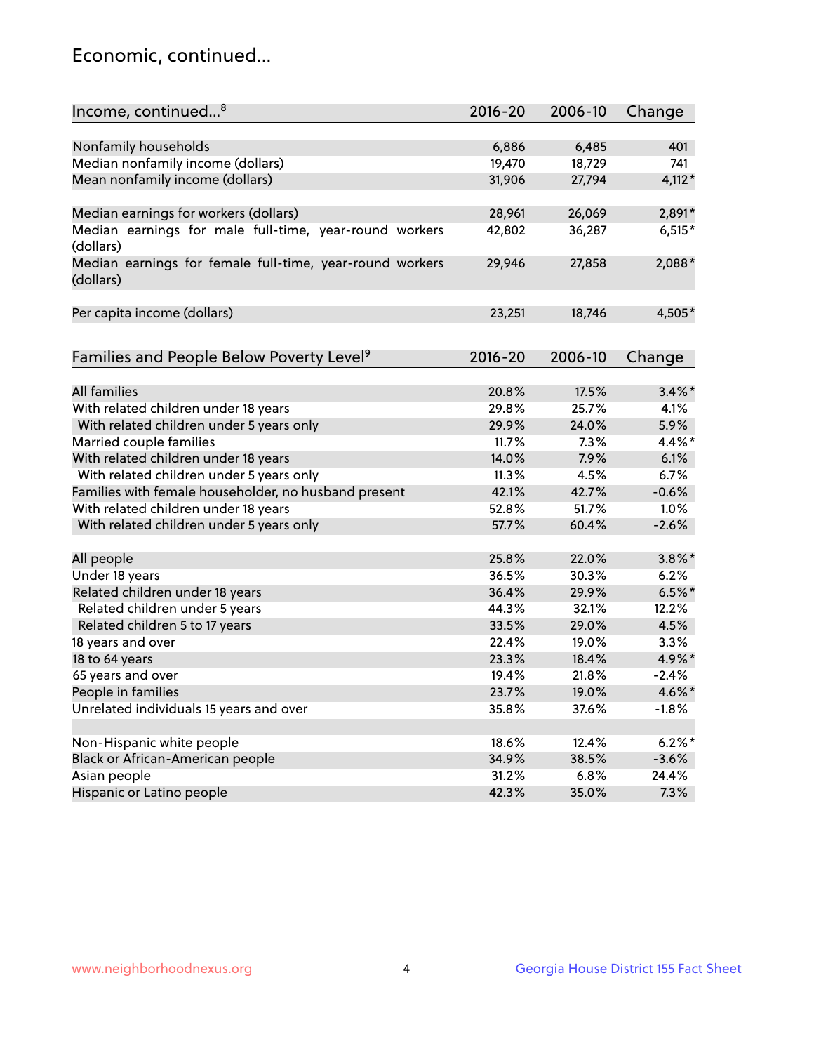## Economic, continued...

| Income, continued...[8] | 2016-20 | 2006-10 | Change |
|---|---|---|---|
| Nonfamily households | 6,886 | 6,485 | 401 |
| Median nonfamily income (dollars) | 19,470 | 18,729 | 741 |
| Mean nonfamily income (dollars) | 31,906 | 27,794 | 4,112* |
| Median earnings for workers (dollars) | 28,961 | 26,069 | 2,891* |
| Median earnings for male full-time, year-round workers (dollars) | 42,802 | 36,287 | 6,515* |
| Median earnings for female full-time, year-round workers (dollars) | 29,946 | 27,858 | 2,088* |
| Per capita income (dollars) | 23,251 | 18,746 | 4,505* |

| Families and People Below Poverty Level[9] | 2016-20 | 2006-10 | Change |
|---|---|---|---|
| All families | 20.8% | 17.5% | 3.4%* |
| With related children under 18 years | 29.8% | 25.7% | 4.1% |
| With related children under 5 years only | 29.9% | 24.0% | 5.9% |
| Married couple families | 11.7% | 7.3% | 4.4%* |
| With related children under 18 years | 14.0% | 7.9% | 6.1% |
| With related children under 5 years only | 11.3% | 4.5% | 6.7% |
| Families with female householder, no husband present | 42.1% | 42.7% | -0.6% |
| With related children under 18 years | 52.8% | 51.7% | 1.0% |
| With related children under 5 years only | 57.7% | 60.4% | -2.6% |
| All people | 25.8% | 22.0% | 3.8%* |
| Under 18 years | 36.5% | 30.3% | 6.2% |
| Related children under 18 years | 36.4% | 29.9% | 6.5%* |
| Related children under 5 years | 44.3% | 32.1% | 12.2% |
| Related children 5 to 17 years | 33.5% | 29.0% | 4.5% |
| 18 years and over | 22.4% | 19.0% | 3.3% |
| 18 to 64 years | 23.3% | 18.4% | 4.9%* |
| 65 years and over | 19.4% | 21.8% | -2.4% |
| People in families | 23.7% | 19.0% | 4.6%* |
| Unrelated individuals 15 years and over | 35.8% | 37.6% | -1.8% |
| Non-Hispanic white people | 18.6% | 12.4% | 6.2%* |
| Black or African-American people | 34.9% | 38.5% | -3.6% |
| Asian people | 31.2% | 6.8% | 24.4% |
| Hispanic or Latino people | 42.3% | 35.0% | 7.3% |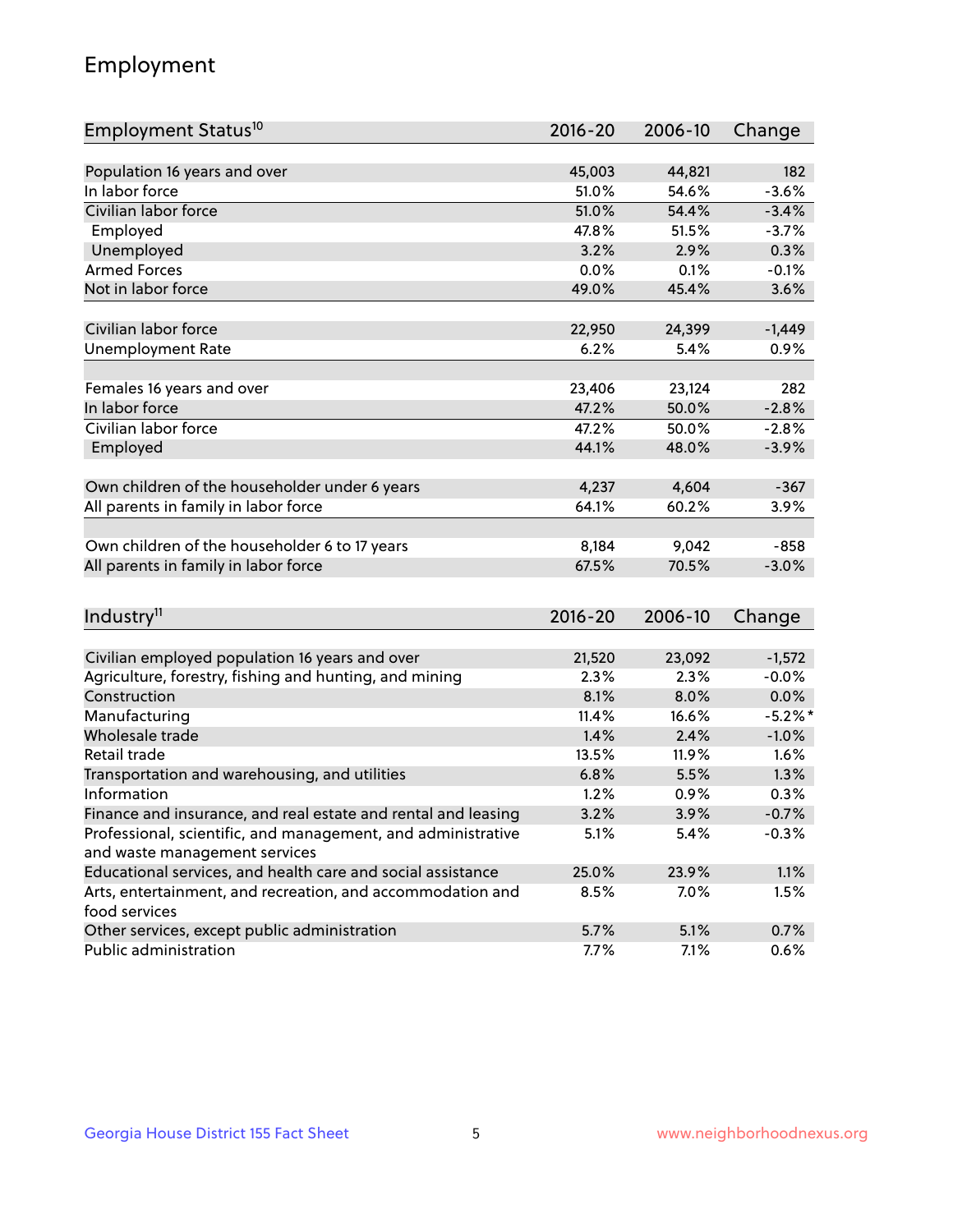# Employment

| Employment Status[10] | 2016-20 | 2006-10 | Change |
|---|---|---|---|
| Population 16 years and over | 45,003 | 44,821 | 182 |
| In labor force | 51.0% | 54.6% | -3.6% |
| Civilian labor force | 51.0% | 54.4% | -3.4% |
| Employed | 47.8% | 51.5% | -3.7% |
| Unemployed | 3.2% | 2.9% | 0.3% |
| Armed Forces | 0.0% | 0.1% | -0.1% |
| Not in labor force | 49.0% | 45.4% | 3.6% |
| | | | |
| Civilian labor force | 22,950 | 24,399 | -1,449 |
| Unemployment Rate | 6.2% | 5.4% | 0.9% |
| | | | |
| Females 16 years and over | 23,406 | 23,124 | 282 |
| In labor force | 47.2% | 50.0% | -2.8% |
| Civilian labor force | 47.2% | 50.0% | -2.8% |
| Employed | 44.1% | 48.0% | -3.9% |
| | | | |
| Own children of the householder under 6 years | 4,237 | 4,604 | -367 |
| All parents in family in labor force | 64.1% | 60.2% | 3.9% |
| | | | |
| Own children of the householder 6 to 17 years | 8,184 | 9,042 | -858 |
| All parents in family in labor force | 67.5% | 70.5% | -3.0% |

| Industry[11] | 2016-20 | 2006-10 | Change |
|---|---|---|---|
| Civilian employed population 16 years and over | 21,520 | 23,092 | -1,572 |
| Agriculture, forestry, fishing and hunting, and mining | 2.3% | 2.3% | -0.0% |
| Construction | 8.1% | 8.0% | 0.0% |
| Manufacturing | 11.4% | 16.6% | -5.2%* |
| Wholesale trade | 1.4% | 2.4% | -1.0% |
| Retail trade | 13.5% | 11.9% | 1.6% |
| Transportation and warehousing, and utilities | 6.8% | 5.5% | 1.3% |
| Information | 1.2% | 0.9% | 0.3% |
| Finance and insurance, and real estate and rental and leasing | 3.2% | 3.9% | -0.7% |
| Professional, scientific, and management, and administrative and waste management services | 5.1% | 5.4% | -0.3% |
| Educational services, and health care and social assistance | 25.0% | 23.9% | 1.1% |
| Arts, entertainment, and recreation, and accommodation and food services | 8.5% | 7.0% | 1.5% |
| Other services, except public administration | 5.7% | 5.1% | 0.7% |
| Public administration | 7.7% | 7.1% | 0.6% |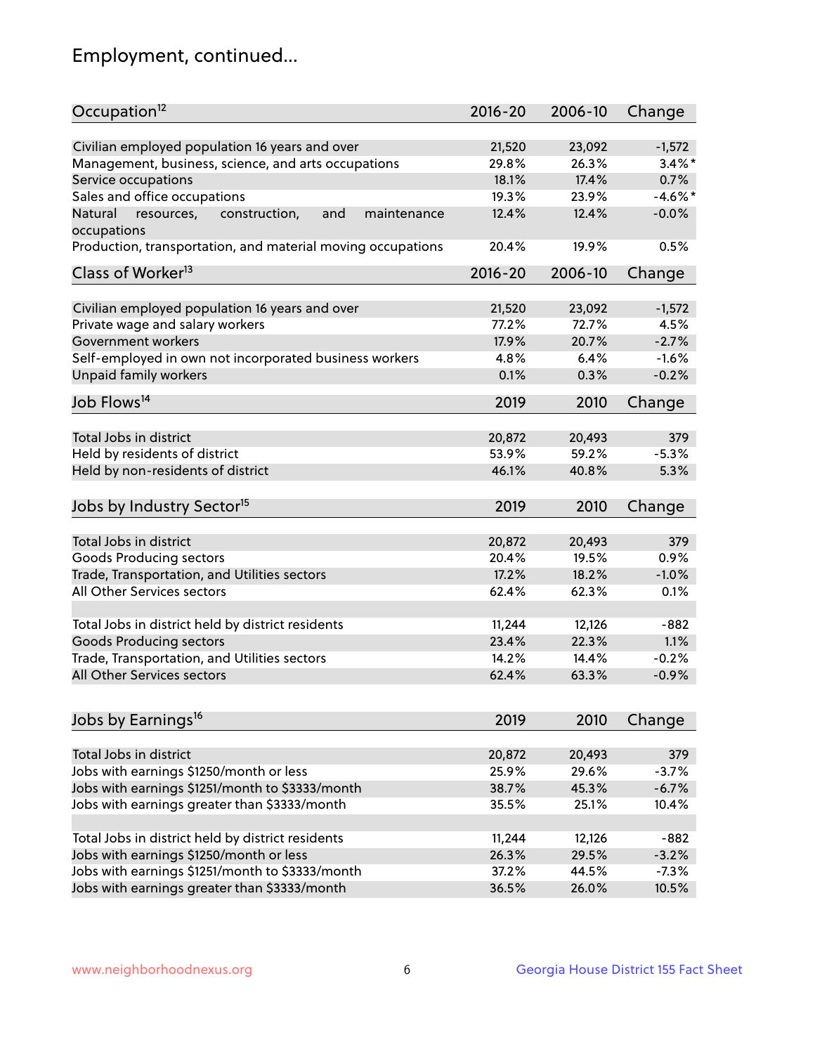## Employment, continued...

| Occupation[12] | 2016-20 | 2006-10 | Change |
|---|---|---|---|
| Civilian employed population 16 years and over | 21,520 | 23,092 | -1,572 |
| Management, business, science, and arts occupations | 29.8% | 26.3% | 3.4%* |
| Service occupations | 18.1% | 17.4% | 0.7% |
| Sales and office occupations | 19.3% | 23.9% | -4.6%* |
| Natural resources, construction, and maintenance occupations | 12.4% | 12.4% | -0.0% |
| Production, transportation, and material moving occupations | 20.4% | 19.9% | 0.5% |

| Class of Worker[13] | 2016-20 | 2006-10 | Change |
|---|---|---|---|
| Civilian employed population 16 years and over | 21,520 | 23,092 | -1,572 |
| Private wage and salary workers | 77.2% | 72.7% | 4.5% |
| Government workers | 17.9% | 20.7% | -2.7% |
| Self-employed in own not incorporated business workers | 4.8% | 6.4% | -1.6% |
| Unpaid family workers | 0.1% | 0.3% | -0.2% |

| Job Flows[14] | 2019 | 2010 | Change |
|---|---|---|---|
| Total Jobs in district | 20,872 | 20,493 | 379 |
| Held by residents of district | 53.9% | 59.2% | -5.3% |
| Held by non-residents of district | 46.1% | 40.8% | 5.3% |

| Jobs by Industry Sector[15] | 2019 | 2010 | Change |
|---|---|---|---|
| Total Jobs in district | 20,872 | 20,493 | 379 |
| Goods Producing sectors | 20.4% | 19.5% | 0.9% |
| Trade, Transportation, and Utilities sectors | 17.2% | 18.2% | -1.0% |
| All Other Services sectors | 62.4% | 62.3% | 0.1% |
| | | | |
| Total Jobs in district held by district residents | 11,244 | 12,126 | -882 |
| Goods Producing sectors | 23.4% | 22.3% | 1.1% |
| Trade, Transportation, and Utilities sectors | 14.2% | 14.4% | -0.2% |
| All Other Services sectors | 62.4% | 63.3% | -0.9% |

| Jobs by Earnings[16] | 2019 | 2010 | Change |
|---|---|---|---|
| Total Jobs in district | 20,872 | 20,493 | 379 |
| Jobs with earnings $1250/month or less | 25.9% | 29.6% | -3.7% |
| Jobs with earnings $1251/month to $3333/month | 38.7% | 45.3% | -6.7% |
| Jobs with earnings greater than $3333/month | 35.5% | 25.1% | 10.4% |
| | | | |
| Total Jobs in district held by district residents | 11,244 | 12,126 | -882 |
| Jobs with earnings $1250/month or less | 26.3% | 29.5% | -3.2% |
| Jobs with earnings $1251/month to $3333/month | 37.2% | 44.5% | -7.3% |
| Jobs with earnings greater than $3333/month | 36.5% | 26.0% | 10.5% |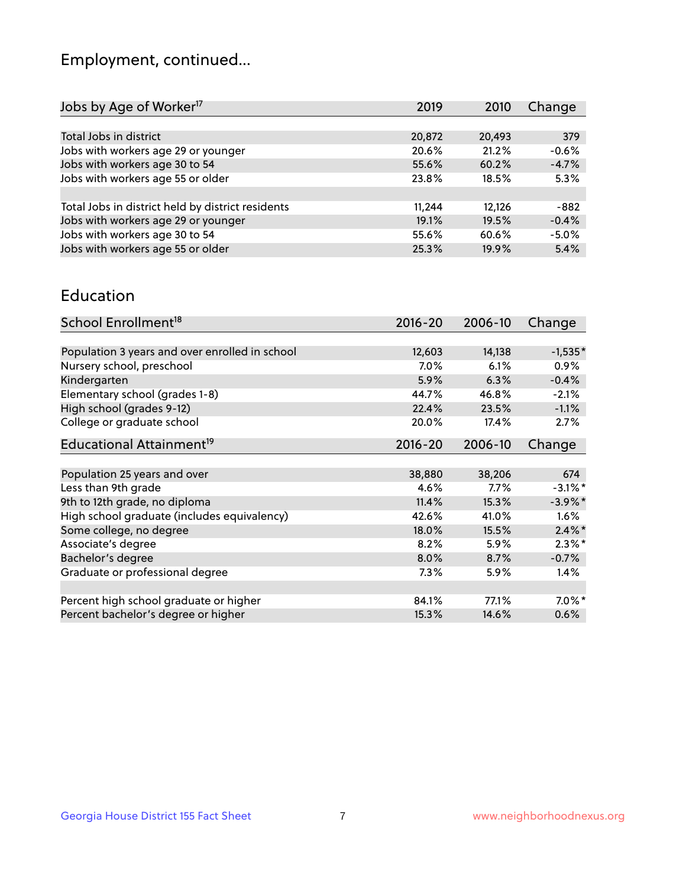# Employment, continued...

| Jobs by Age of Worker[17] | 2019 | 2010 | Change |
|---|---|---|---|
| Total Jobs in district | 20,872 | 20,493 | 379 |
| Jobs with workers age 29 or younger | 20.6% | 21.2% | -0.6% |
| Jobs with workers age 30 to 54 | 55.6% | 60.2% | -4.7% |
| Jobs with workers age 55 or older | 23.8% | 18.5% | 5.3% |
| | | | |
| Total Jobs in district held by district residents | 11,244 | 12,126 | -882 |
| Jobs with workers age 29 or younger | 19.1% | 19.5% | -0.4% |
| Jobs with workers age 30 to 54 | 55.6% | 60.6% | -5.0% |
| Jobs with workers age 55 or older | 25.3% | 19.9% | 5.4% |

## Education

| School Enrollment[18] | 2016-20 | 2006-10 | Change |
|---|---|---|---|
| Population 3 years and over enrolled in school | 12,603 | 14,138 | -1,535* |
| Nursery school, preschool | 7.0% | 6.1% | 0.9% |
| Kindergarten | 5.9% | 6.3% | -0.4% |
| Elementary school (grades 1-8) | 44.7% | 46.8% | -2.1% |
| High school (grades 9-12) | 22.4% | 23.5% | -1.1% |
| College or graduate school | 20.0% | 17.4% | 2.7% |

| Educational Attainment[19] | 2016-20 | 2006-10 | Change |
|---|---|---|---|
| Population 25 years and over | 38,880 | 38,206 | 674 |
| Less than 9th grade | 4.6% | 7.7% | -3.1%* |
| 9th to 12th grade, no diploma | 11.4% | 15.3% | -3.9%* |
| High school graduate (includes equivalency) | 42.6% | 41.0% | 1.6% |
| Some college, no degree | 18.0% | 15.5% | 2.4%* |
| Associate's degree | 8.2% | 5.9% | 2.3%* |
| Bachelor's degree | 8.0% | 8.7% | -0.7% |
| Graduate or professional degree | 7.3% | 5.9% | 1.4% |
| | | | |
| Percent high school graduate or higher | 84.1% | 77.1% | 7.0%* |
| Percent bachelor's degree or higher | 15.3% | 14.6% | 0.6% |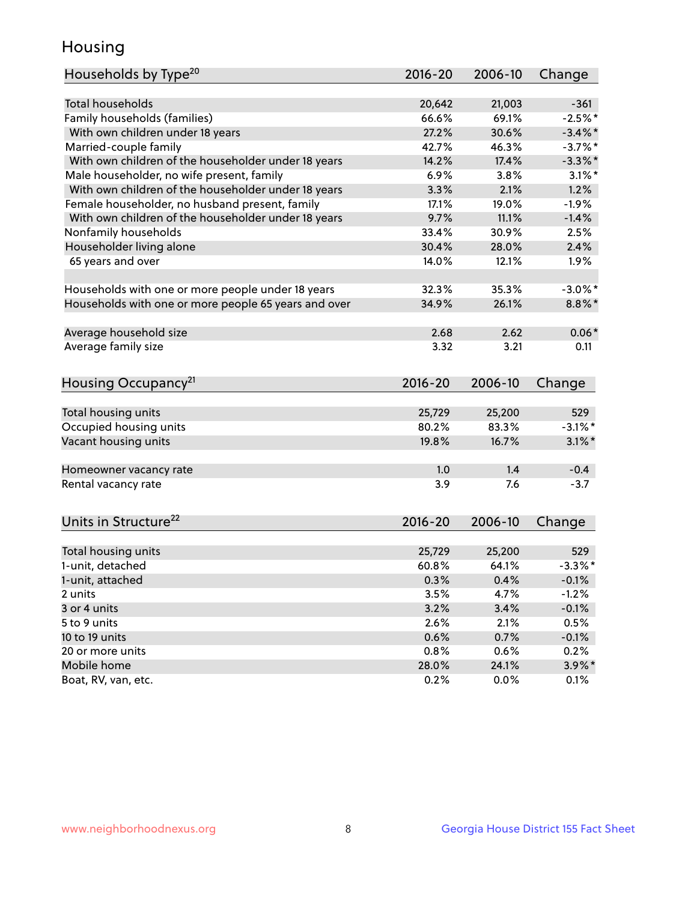# Housing

| Households by Type[20] | 2016-20 | 2006-10 | Change |
|---|---|---|---|
| Total households | 20,642 | 21,003 | -361 |
| Family households (families) | 66.6% | 69.1% | -2.5%* |
| With own children under 18 years | 27.2% | 30.6% | -3.4%* |
| Married-couple family | 42.7% | 46.3% | -3.7%* |
| With own children of the householder under 18 years | 14.2% | 17.4% | -3.3%* |
| Male householder, no wife present, family | 6.9% | 3.8% | 3.1%* |
| With own children of the householder under 18 years | 3.3% | 2.1% | 1.2% |
| Female householder, no husband present, family | 17.1% | 19.0% | -1.9% |
| With own children of the householder under 18 years | 9.7% | 11.1% | -1.4% |
| Nonfamily households | 33.4% | 30.9% | 2.5% |
| Householder living alone | 30.4% | 28.0% | 2.4% |
| 65 years and over | 14.0% | 12.1% | 1.9% |
| | | | |
| Households with one or more people under 18 years | 32.3% | 35.3% | -3.0%* |
| Households with one or more people 65 years and over | 34.9% | 26.1% | 8.8%* |
| | | | |
| Average household size | 2.68 | 2.62 | 0.06* |
| Average family size | 3.32 | 3.21 | 0.11 |

| Housing Occupancy[21] | 2016-20 | 2006-10 | Change |
|---|---|---|---|
| Total housing units | 25,729 | 25,200 | 529 |
| Occupied housing units | 80.2% | 83.3% | -3.1%* |
| Vacant housing units | 19.8% | 16.7% | 3.1%* |
| | | | |
| Homeowner vacancy rate | 1.0 | 1.4 | -0.4 |
| Rental vacancy rate | 3.9 | 7.6 | -3.7 |

| Units in Structure[22] | 2016-20 | 2006-10 | Change |
|---|---|---|---|
| Total housing units | 25,729 | 25,200 | 529 |
| 1-unit, detached | 60.8% | 64.1% | -3.3%* |
| 1-unit, attached | 0.3% | 0.4% | -0.1% |
| 2 units | 3.5% | 4.7% | -1.2% |
| 3 or 4 units | 3.2% | 3.4% | -0.1% |
| 5 to 9 units | 2.6% | 2.1% | 0.5% |
| 10 to 19 units | 0.6% | 0.7% | -0.1% |
| 20 or more units | 0.8% | 0.6% | 0.2% |
| Mobile home | 28.0% | 24.1% | 3.9%* |
| Boat, RV, van, etc. | 0.2% | 0.0% | 0.1% |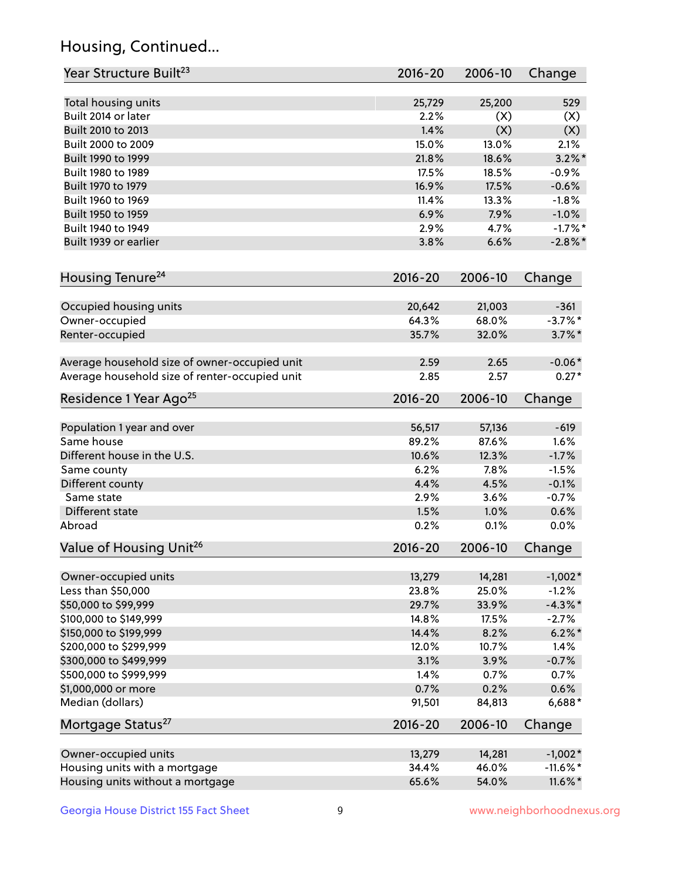## Housing, Continued...

| Year Structure Built[23] | 2016-20 | 2006-10 | Change |
|---|---|---|---|
| Total housing units | 25,729 | 25,200 | 529 |
| Built 2014 or later | 2.2% | (X) | (X) |
| Built 2010 to 2013 | 1.4% | (X) | (X) |
| Built 2000 to 2009 | 15.0% | 13.0% | 2.1% |
| Built 1990 to 1999 | 21.8% | 18.6% | 3.2%* |
| Built 1980 to 1989 | 17.5% | 18.5% | -0.9% |
| Built 1970 to 1979 | 16.9% | 17.5% | -0.6% |
| Built 1960 to 1969 | 11.4% | 13.3% | -1.8% |
| Built 1950 to 1959 | 6.9% | 7.9% | -1.0% |
| Built 1940 to 1949 | 2.9% | 4.7% | -1.7%* |
| Built 1939 or earlier | 3.8% | 6.6% | -2.8%* |

| Housing Tenure[24] | 2016-20 | 2006-10 | Change |
|---|---|---|---|
| Occupied housing units | 20,642 | 21,003 | -361 |
| Owner-occupied | 64.3% | 68.0% | -3.7%* |
| Renter-occupied | 35.7% | 32.0% | 3.7%* |
| Average household size of owner-occupied unit | 2.59 | 2.65 | -0.06* |
| Average household size of renter-occupied unit | 2.85 | 2.57 | 0.27* |

| Residence 1 Year Ago[25] | 2016-20 | 2006-10 | Change |
|---|---|---|---|
| Population 1 year and over | 56,517 | 57,136 | -619 |
| Same house | 89.2% | 87.6% | 1.6% |
| Different house in the U.S. | 10.6% | 12.3% | -1.7% |
| Same county | 6.2% | 7.8% | -1.5% |
| Different county | 4.4% | 4.5% | -0.1% |
| Same state | 2.9% | 3.6% | -0.7% |
| Different state | 1.5% | 1.0% | 0.6% |
| Abroad | 0.2% | 0.1% | 0.0% |

| Value of Housing Unit[26] | 2016-20 | 2006-10 | Change |
|---|---|---|---|
| Owner-occupied units | 13,279 | 14,281 | -1,002* |
| Less than $50,000 | 23.8% | 25.0% | -1.2% |
| $50,000 to $99,999 | 29.7% | 33.9% | -4.3%* |
| $100,000 to $149,999 | 14.8% | 17.5% | -2.7% |
| $150,000 to $199,999 | 14.4% | 8.2% | 6.2%* |
| $200,000 to $299,999 | 12.0% | 10.7% | 1.4% |
| $300,000 to $499,999 | 3.1% | 3.9% | -0.7% |
| $500,000 to $999,999 | 1.4% | 0.7% | 0.7% |
| $1,000,000 or more | 0.7% | 0.2% | 0.6% |
| Median (dollars) | 91,501 | 84,813 | 6,688* |

| Mortgage Status[27] | 2016-20 | 2006-10 | Change |
|---|---|---|---|
| Owner-occupied units | 13,279 | 14,281 | -1,002* |
| Housing units with a mortgage | 34.4% | 46.0% | -11.6%* |
| Housing units without a mortgage | 65.6% | 54.0% | 11.6%* |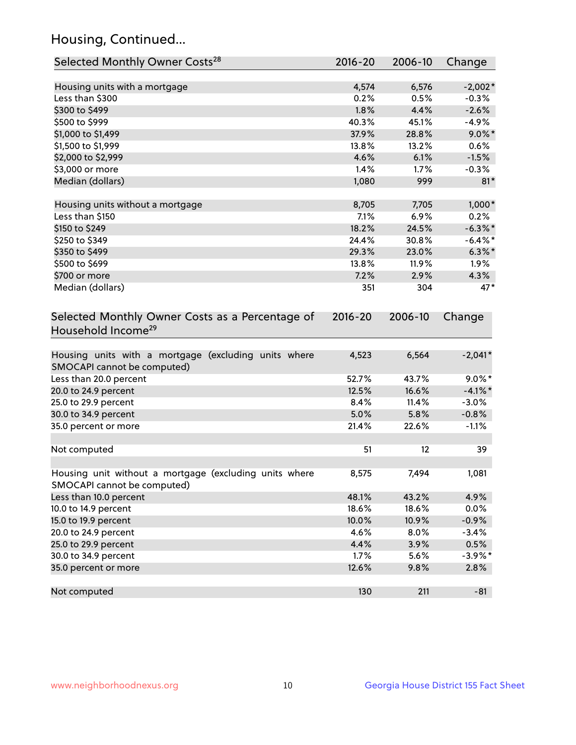## Housing, Continued...

| Selected Monthly Owner Costs[28] | 2016-20 | 2006-10 | Change |
|---|---|---|---|
| Housing units with a mortgage | 4,574 | 6,576 | -2,002* |
| Less than $300 | 0.2% | 0.5% | -0.3% |
| $300 to $499 | 1.8% | 4.4% | -2.6% |
| $500 to $999 | 40.3% | 45.1% | -4.9% |
| $1,000 to $1,499 | 37.9% | 28.8% | 9.0%* |
| $1,500 to $1,999 | 13.8% | 13.2% | 0.6% |
| $2,000 to $2,999 | 4.6% | 6.1% | -1.5% |
| $3,000 or more | 1.4% | 1.7% | -0.3% |
| Median (dollars) | 1,080 | 999 | 81* |
| | | | |
| Housing units without a mortgage | 8,705 | 7,705 | 1,000* |
| Less than $150 | 7.1% | 6.9% | 0.2% |
| $150 to $249 | 18.2% | 24.5% | -6.3%* |
| $250 to $349 | 24.4% | 30.8% | -6.4%* |
| $350 to $499 | 29.3% | 23.0% | 6.3%* |
| $500 to $699 | 13.8% | 11.9% | 1.9% |
| $700 or more | 7.2% | 2.9% | 4.3% |
| Median (dollars) | 351 | 304 | 47* |

| Selected Monthly Owner Costs as a Percentage of Household Income[29] | 2016-20 | 2006-10 | Change |
|---|---|---|---|
| Housing units with a mortgage (excluding units where SMOCAPI cannot be computed) | 4,523 | 6,564 | -2,041* |
| Less than 20.0 percent | 52.7% | 43.7% | 9.0%* |
| 20.0 to 24.9 percent | 12.5% | 16.6% | -4.1%* |
| 25.0 to 29.9 percent | 8.4% | 11.4% | -3.0% |
| 30.0 to 34.9 percent | 5.0% | 5.8% | -0.8% |
| 35.0 percent or more | 21.4% | 22.6% | -1.1% |
| | | | |
| Not computed | 51 | 12 | 39 |
| | | | |
| Housing unit without a mortgage (excluding units where SMOCAPI cannot be computed) | 8,575 | 7,494 | 1,081 |
| Less than 10.0 percent | 48.1% | 43.2% | 4.9% |
| 10.0 to 14.9 percent | 18.6% | 18.6% | 0.0% |
| 15.0 to 19.9 percent | 10.0% | 10.9% | -0.9% |
| 20.0 to 24.9 percent | 4.6% | 8.0% | -3.4% |
| 25.0 to 29.9 percent | 4.4% | 3.9% | 0.5% |
| 30.0 to 34.9 percent | 1.7% | 5.6% | -3.9%* |
| 35.0 percent or more | 12.6% | 9.8% | 2.8% |
| | | | |
| Not computed | 130 | 211 | -81 |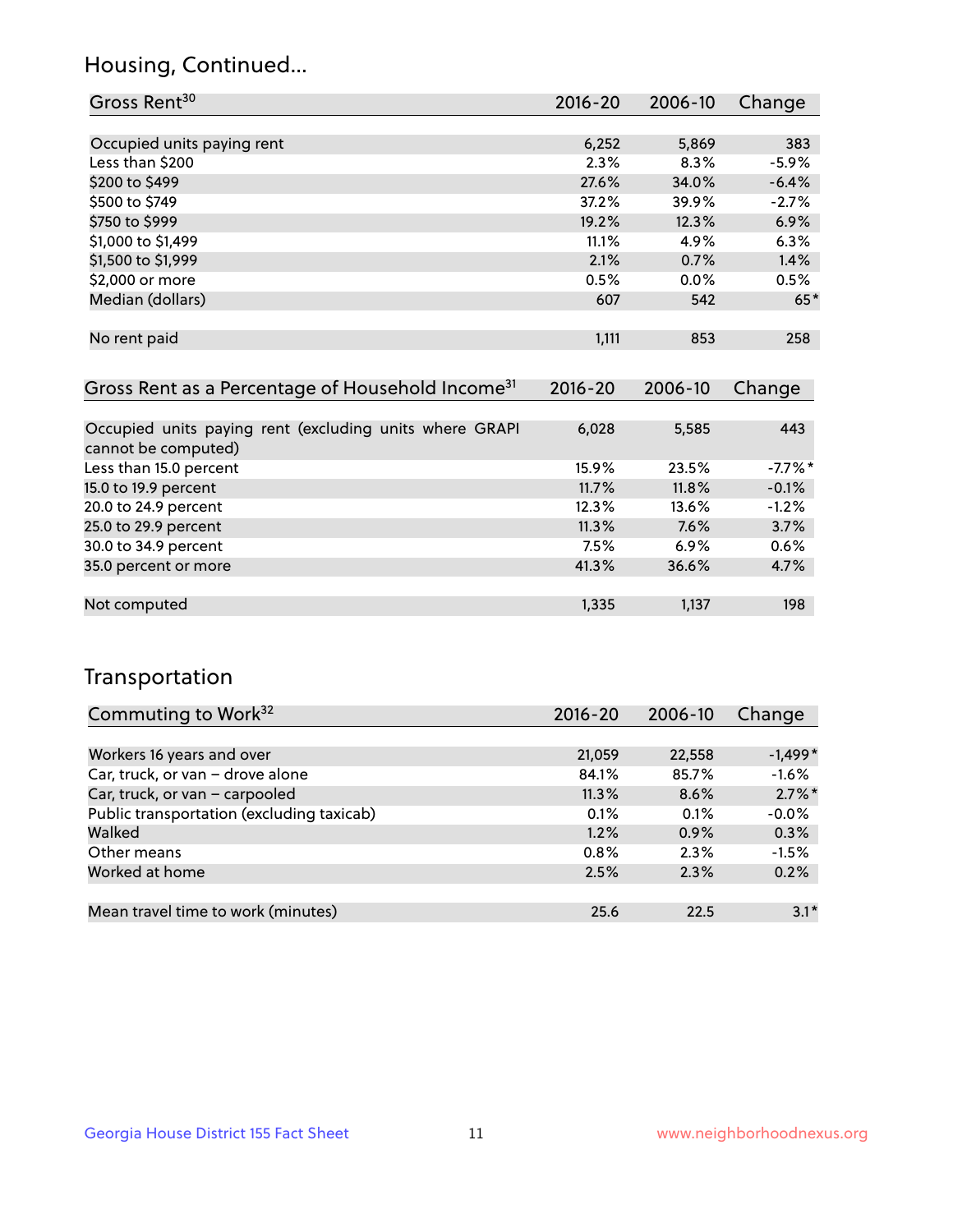## Housing, Continued...

| Gross Rent[30] | 2016-20 | 2006-10 | Change |
|---|---|---|---|
| | | | |
| Occupied units paying rent | 6,252 | 5,869 | 383 |
| Less than $200 | 2.3% | 8.3% | -5.9% |
| $200 to $499 | 27.6% | 34.0% | -6.4% |
| $500 to $749 | 37.2% | 39.9% | -2.7% |
| $750 to $999 | 19.2% | 12.3% | 6.9% |
| $1,000 to $1,499 | 11.1% | 4.9% | 6.3% |
| $1,500 to $1,999 | 2.1% | 0.7% | 1.4% |
| $2,000 or more | 0.5% | 0.0% | 0.5% |
| Median (dollars) | 607 | 542 | 65* |
| | | | |
| No rent paid | 1,111 | 853 | 258 |

| Gross Rent as a Percentage of Household Income[31] | 2016-20 | 2006-10 | Change |
|---|---|---|---|
| | | | |
| Occupied units paying rent (excluding units where GRAPI cannot be computed) | 6,028 | 5,585 | 443 |
| Less than 15.0 percent | 15.9% | 23.5% | -7.7%* |
| 15.0 to 19.9 percent | 11.7% | 11.8% | -0.1% |
| 20.0 to 24.9 percent | 12.3% | 13.6% | -1.2% |
| 25.0 to 29.9 percent | 11.3% | 7.6% | 3.7% |
| 30.0 to 34.9 percent | 7.5% | 6.9% | 0.6% |
| 35.0 percent or more | 41.3% | 36.6% | 4.7% |
| | | | |
| Not computed | 1,335 | 1,137 | 198 |

## Transportation

| Commuting to Work[32] | 2016-20 | 2006-10 | Change |
|---|---|---|---|
| | | | |
| Workers 16 years and over | 21,059 | 22,558 | -1,499* |
| Car, truck, or van – drove alone | 84.1% | 85.7% | -1.6% |
| Car, truck, or van – carpooled | 11.3% | 8.6% | 2.7%* |
| Public transportation (excluding taxicab) | 0.1% | 0.1% | -0.0% |
| Walked | 1.2% | 0.9% | 0.3% |
| Other means | 0.8% | 2.3% | -1.5% |
| Worked at home | 2.5% | 2.3% | 0.2% |
| | | | |
| Mean travel time to work (minutes) | 25.6 | 22.5 | 3.1* |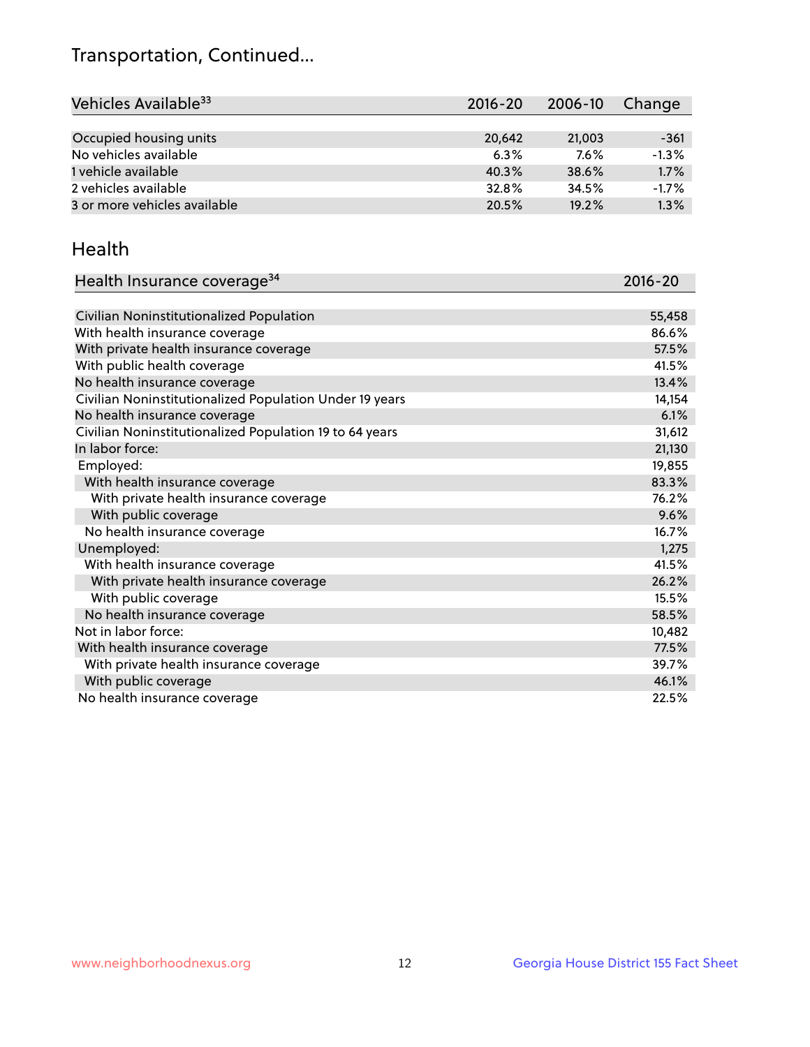# Transportation, Continued...

| Vehicles Available[33] | 2016-20 | 2006-10 | Change |
|---|---|---|---|
| Occupied housing units | 20,642 | 21,003 | -361 |
| No vehicles available | 6.3% | 7.6% | -1.3% |
| 1 vehicle available | 40.3% | 38.6% | 1.7% |
| 2 vehicles available | 32.8% | 34.5% | -1.7% |
| 3 or more vehicles available | 20.5% | 19.2% | 1.3% |

## Health

| Health Insurance coverage[34] | 2016-20 |
|---|---|
| Civilian Noninstitutionalized Population | 55,458 |
| With health insurance coverage | 86.6% |
| With private health insurance coverage | 57.5% |
| With public health coverage | 41.5% |
| No health insurance coverage | 13.4% |
| Civilian Noninstitutionalized Population Under 19 years | 14,154 |
| No health insurance coverage | 6.1% |
| Civilian Noninstitutionalized Population 19 to 64 years | 31,612 |
| In labor force: | 21,130 |
| Employed: | 19,855 |
| With health insurance coverage | 83.3% |
| With private health insurance coverage | 76.2% |
| With public coverage | 9.6% |
| No health insurance coverage | 16.7% |
| Unemployed: | 1,275 |
| With health insurance coverage | 41.5% |
| With private health insurance coverage | 26.2% |
| With public coverage | 15.5% |
| No health insurance coverage | 58.5% |
| Not in labor force: | 10,482 |
| With health insurance coverage | 77.5% |
| With private health insurance coverage | 39.7% |
| With public coverage | 46.1% |
| No health insurance coverage | 22.5% |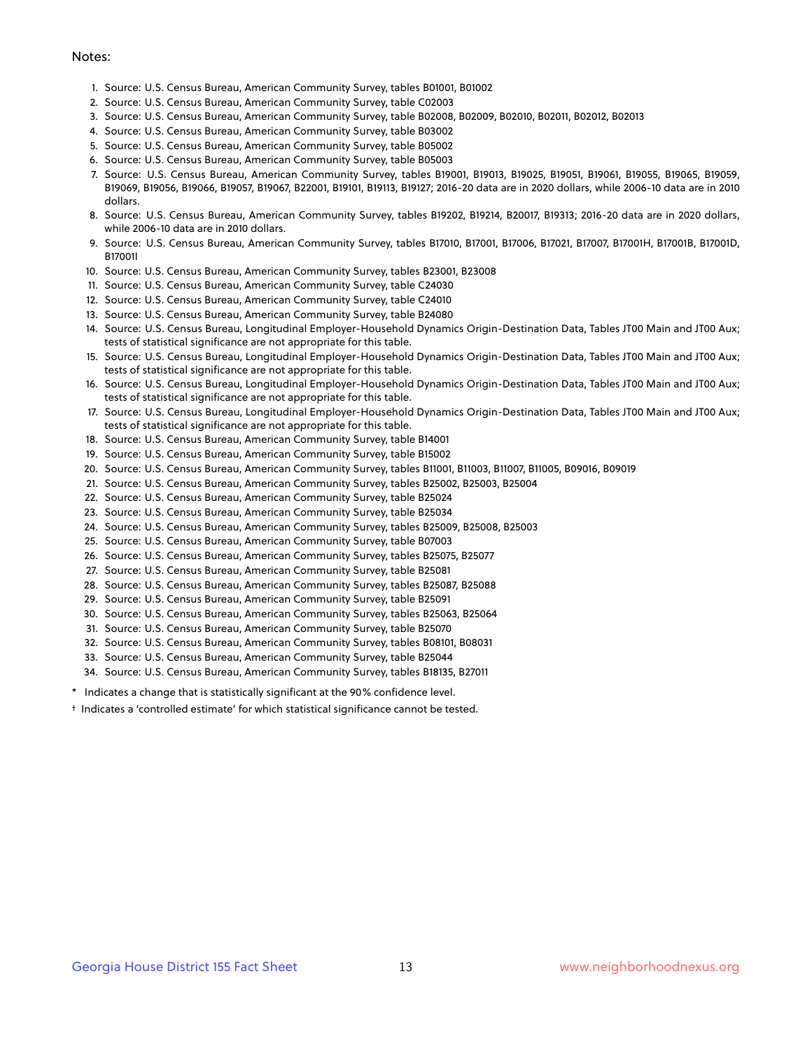Notes:

1. Source: U.S. Census Bureau, American Community Survey, tables B01001, B01002
2. Source: U.S. Census Bureau, American Community Survey, table C02003
3. Source: U.S. Census Bureau, American Community Survey, table B02008, B02009, B02010, B02011, B02012, B02013
4. Source: U.S. Census Bureau, American Community Survey, table B03002
5. Source: U.S. Census Bureau, American Community Survey, table B05002
6. Source: U.S. Census Bureau, American Community Survey, table B05003
7. Source: U.S. Census Bureau, American Community Survey, tables B19001, B19013, B19025, B19051, B19061, B19055, B19065, B19059, B19069, B19056, B19066, B19057, B19067, B22001, B19101, B19113, B19127; 2016-20 data are in 2020 dollars, while 2006-10 data are in 2010 dollars.
8. Source: U.S. Census Bureau, American Community Survey, tables B19202, B19214, B20017, B19313; 2016-20 data are in 2020 dollars, while 2006-10 data are in 2010 dollars.
9. Source: U.S. Census Bureau, American Community Survey, tables B17010, B17001, B17006, B17021, B17007, B17001H, B17001B, B17001D, B17001I
10. Source: U.S. Census Bureau, American Community Survey, tables B23001, B23008
11. Source: U.S. Census Bureau, American Community Survey, table C24030
12. Source: U.S. Census Bureau, American Community Survey, table C24010
13. Source: U.S. Census Bureau, American Community Survey, table B24080
14. Source: U.S. Census Bureau, Longitudinal Employer-Household Dynamics Origin-Destination Data, Tables JT00 Main and JT00 Aux; tests of statistical significance are not appropriate for this table.
15. Source: U.S. Census Bureau, Longitudinal Employer-Household Dynamics Origin-Destination Data, Tables JT00 Main and JT00 Aux; tests of statistical significance are not appropriate for this table.
16. Source: U.S. Census Bureau, Longitudinal Employer-Household Dynamics Origin-Destination Data, Tables JT00 Main and JT00 Aux; tests of statistical significance are not appropriate for this table.
17. Source: U.S. Census Bureau, Longitudinal Employer-Household Dynamics Origin-Destination Data, Tables JT00 Main and JT00 Aux; tests of statistical significance are not appropriate for this table.
18. Source: U.S. Census Bureau, American Community Survey, table B14001
19. Source: U.S. Census Bureau, American Community Survey, table B15002
20. Source: U.S. Census Bureau, American Community Survey, tables B11001, B11003, B11007, B11005, B09016, B09019
21. Source: U.S. Census Bureau, American Community Survey, tables B25002, B25003, B25004
22. Source: U.S. Census Bureau, American Community Survey, table B25024
23. Source: U.S. Census Bureau, American Community Survey, table B25034
24. Source: U.S. Census Bureau, American Community Survey, tables B25009, B25008, B25003
25. Source: U.S. Census Bureau, American Community Survey, table B07003
26. Source: U.S. Census Bureau, American Community Survey, tables B25075, B25077
27. Source: U.S. Census Bureau, American Community Survey, table B25081
28. Source: U.S. Census Bureau, American Community Survey, tables B25087, B25088
29. Source: U.S. Census Bureau, American Community Survey, table B25091
30. Source: U.S. Census Bureau, American Community Survey, tables B25063, B25064
31. Source: U.S. Census Bureau, American Community Survey, table B25070
32. Source: U.S. Census Bureau, American Community Survey, tables B08101, B08031
33. Source: U.S. Census Bureau, American Community Survey, table B25044
34. Source: U.S. Census Bureau, American Community Survey, tables B18135, B27011

\* Indicates a change that is statistically significant at the 90% confidence level.

† Indicates a 'controlled estimate' for which statistical significance cannot be tested.